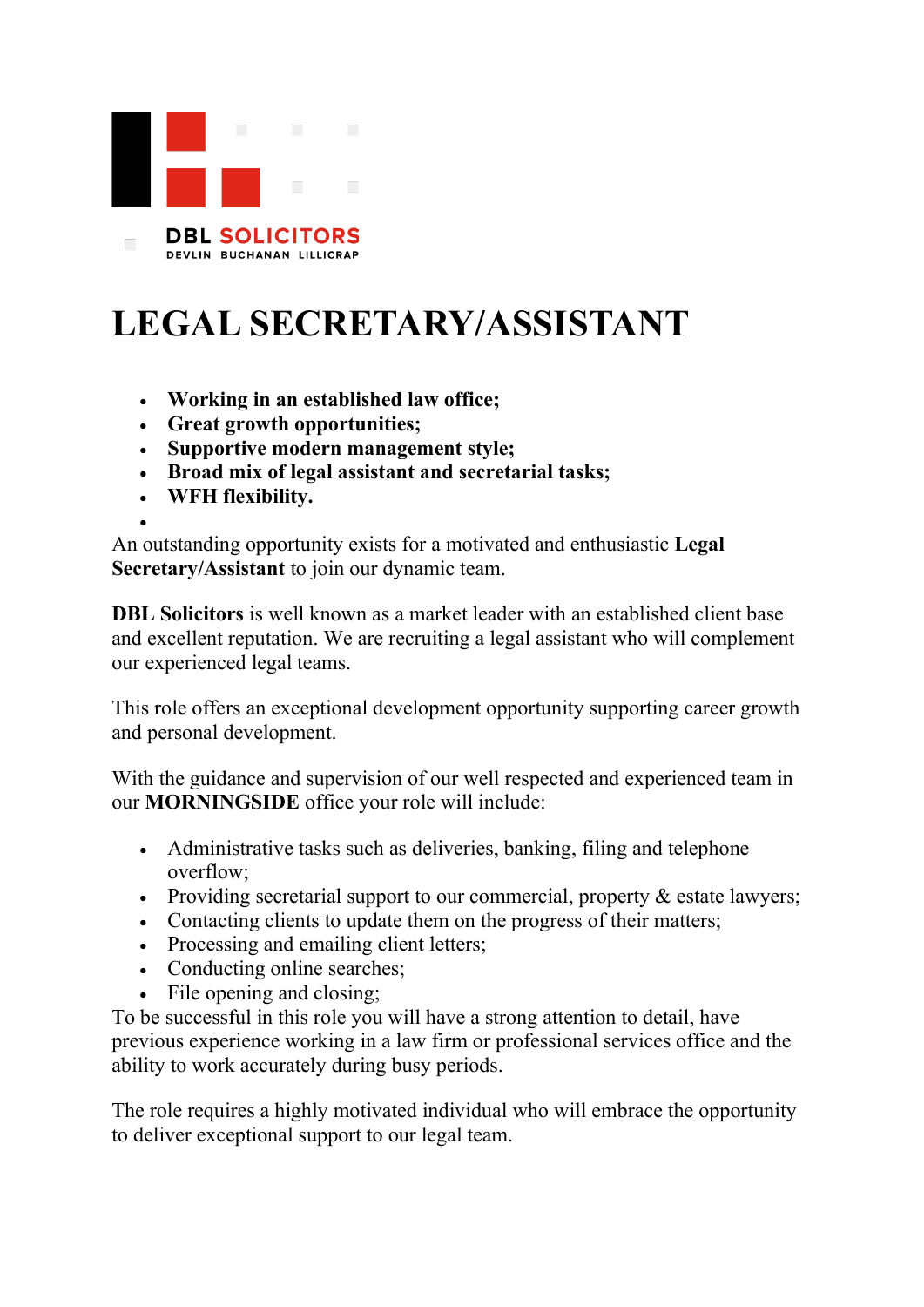DBL SOLICITORS
DEVLIN BUCHANAN LILLICRAP

# LEGAL SECRETARY/ASSISTANT

- **Working in an established law office;**
- **Great growth opportunities;**
- **Supportive modern management style;**
- **Broad mix of legal assistant and secretarial tasks;**
- **WFH flexibility.**

An outstanding opportunity exists for a motivated and enthusiastic **Legal Secretary/Assistant** to join our dynamic team.

**DBL Solicitors** is well known as a market leader with an established client base and excellent reputation. We are recruiting a legal assistant who will complement our experienced legal teams.

This role offers an exceptional development opportunity supporting career growth and personal development.

With the guidance and supervision of our well respected and experienced team in our **MORNINGSIDE** office your role will include:

- Administrative tasks such as deliveries, banking, filing and telephone overflow;
- Providing secretarial support to our commercial, property & estate lawyers;
- Contacting clients to update them on the progress of their matters;
- Processing and emailing client letters;
- Conducting online searches;
- File opening and closing;

To be successful in this role you will have a strong attention to detail, have previous experience working in a law firm or professional services office and the ability to work accurately during busy periods.

The role requires a highly motivated individual who will embrace the opportunity to deliver exceptional support to our legal team.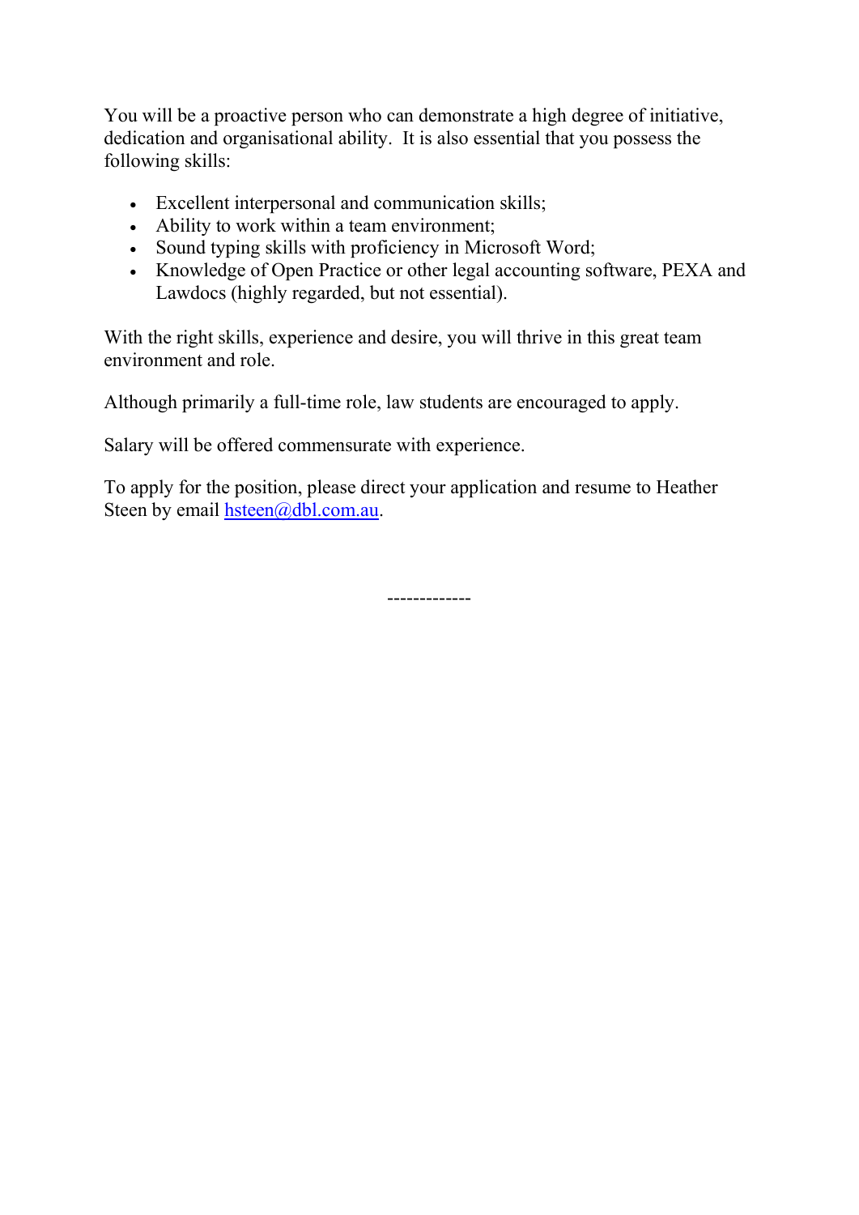You will be a proactive person who can demonstrate a high degree of initiative, dedication and organisational ability. It is also essential that you possess the following skills:

- Excellent interpersonal and communication skills;
- Ability to work within a team environment;
- Sound typing skills with proficiency in Microsoft Word;
- Knowledge of Open Practice or other legal accounting software, PEXA and Lawdocs (highly regarded, but not essential).

With the right skills, experience and desire, you will thrive in this great team environment and role.

Although primarily a full-time role, law students are encouraged to apply.

Salary will be offered commensurate with experience.

To apply for the position, please direct your application and resume to Heather Steen by email hsteen@dbl.com.au.

-------------